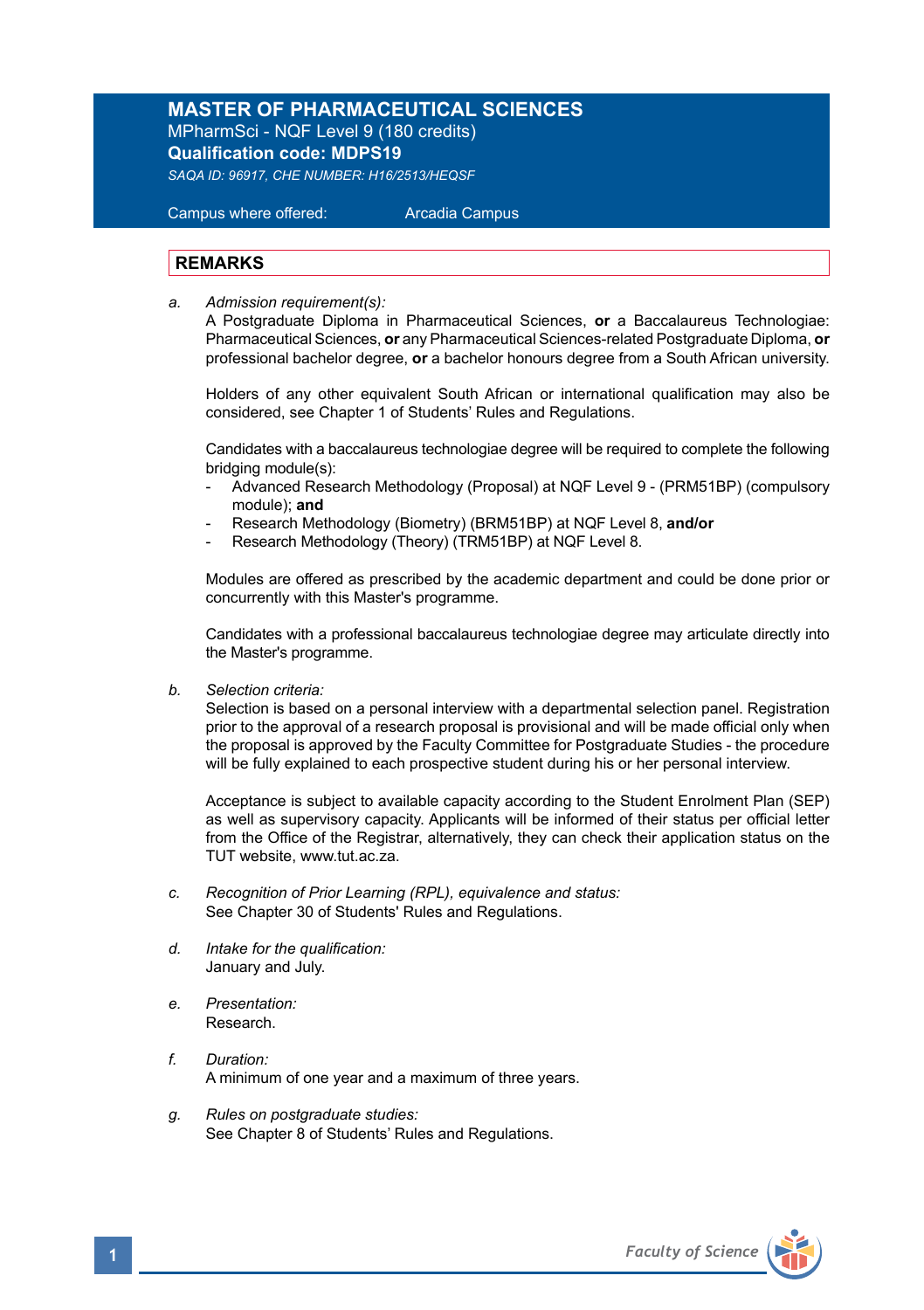# MASTER OF PHARMACEUTICAL SCIENCES

MPharmSci - NQF Level 9 (180 credits)

**Qualification code: MDPS19**

*SAQA ID: 96917, CHE NUMBER: H16/2513/HEQSF*

Campus where offered: Arcadia Campus

## REMARKS

a. *Admission requirement(s):*

A Postgraduate Diploma in Pharmaceutical Sciences, **or** a Baccalaureus Technologiae: Pharmaceutical Sciences, **or** any Pharmaceutical Sciences-related Postgraduate Diploma, **or** professional bachelor degree, **or** a bachelor honours degree from a South African university.

Holders of any other equivalent South African or international qualification may also be considered, see Chapter 1 of Students' Rules and Regulations.

Candidates with a baccalaureus technologiae degree will be required to complete the following bridging module(s):

- Advanced Research Methodology (Proposal) at NQF Level 9 - (PRM51BP) (compulsory module); **and**
- Research Methodology (Biometry) (BRM51BP) at NQF Level 8, **and/or**
- Research Methodology (Theory) (TRM51BP) at NQF Level 8.

Modules are offered as prescribed by the academic department and could be done prior or concurrently with this Master's programme.

Candidates with a professional baccalaureus technologiae degree may articulate directly into the Master's programme.

b. *Selection criteria:*

Selection is based on a personal interview with a departmental selection panel. Registration prior to the approval of a research proposal is provisional and will be made official only when the proposal is approved by the Faculty Committee for Postgraduate Studies - the procedure will be fully explained to each prospective student during his or her personal interview.

Acceptance is subject to available capacity according to the Student Enrolment Plan (SEP) as well as supervisory capacity. Applicants will be informed of their status per official letter from the Office of the Registrar, alternatively, they can check their application status on the TUT website, www.tut.ac.za.

c. *Recognition of Prior Learning (RPL), equivalence and status:*

See Chapter 30 of Students' Rules and Regulations.

d. *Intake for the qualification:*

January and July.

e. *Presentation:*

Research.

f. *Duration:*

A minimum of one year and a maximum of three years.

g. *Rules on postgraduate studies:*

See Chapter 8 of Students' Rules and Regulations.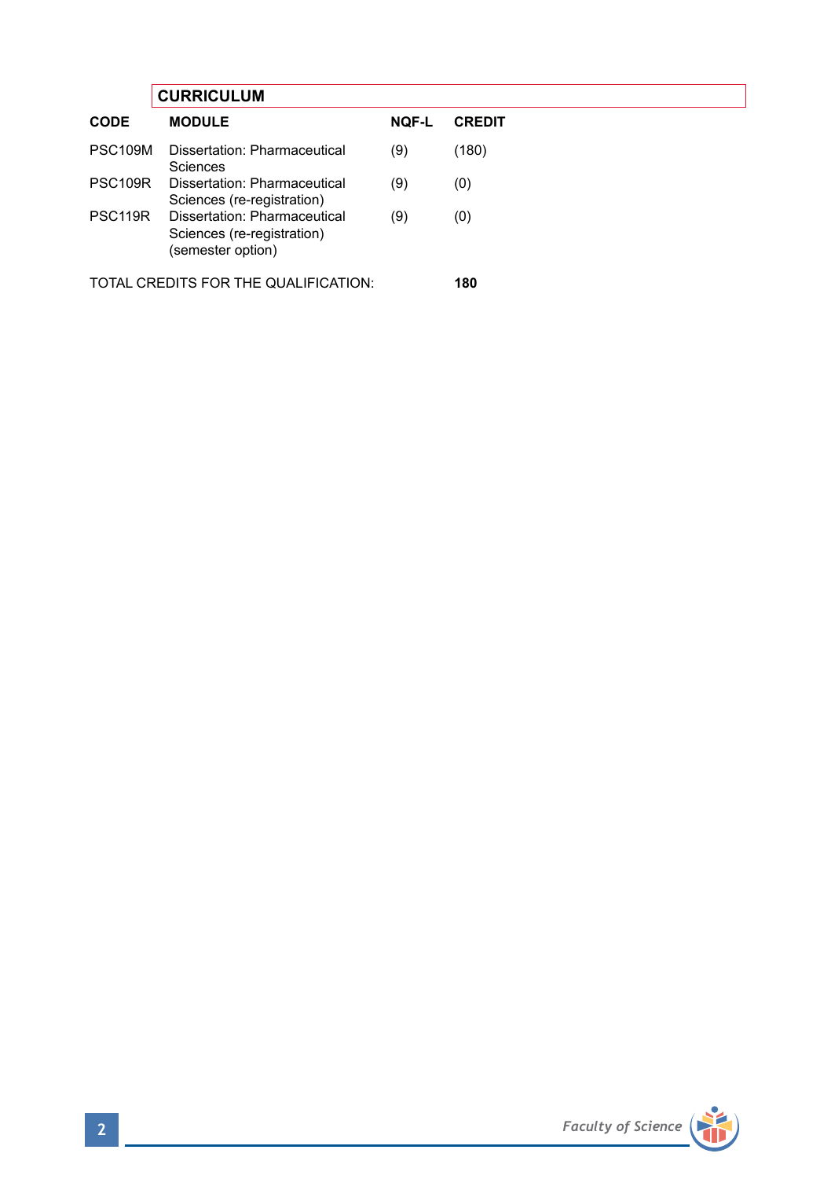## CURRICULUM

| CODE | MODULE | NQF-L | CREDIT |
|---|---|---|---|
| PSC109M | Dissertation: Pharmaceutical Sciences | (9) | (180) |
| PSC109R | Dissertation: Pharmaceutical Sciences (re-registration) | (9) | (0) |
| PSC119R | Dissertation: Pharmaceutical Sciences (re-registration) (semester option) | (9) | (0) |

TOTAL CREDITS FOR THE QUALIFICATION: **180**